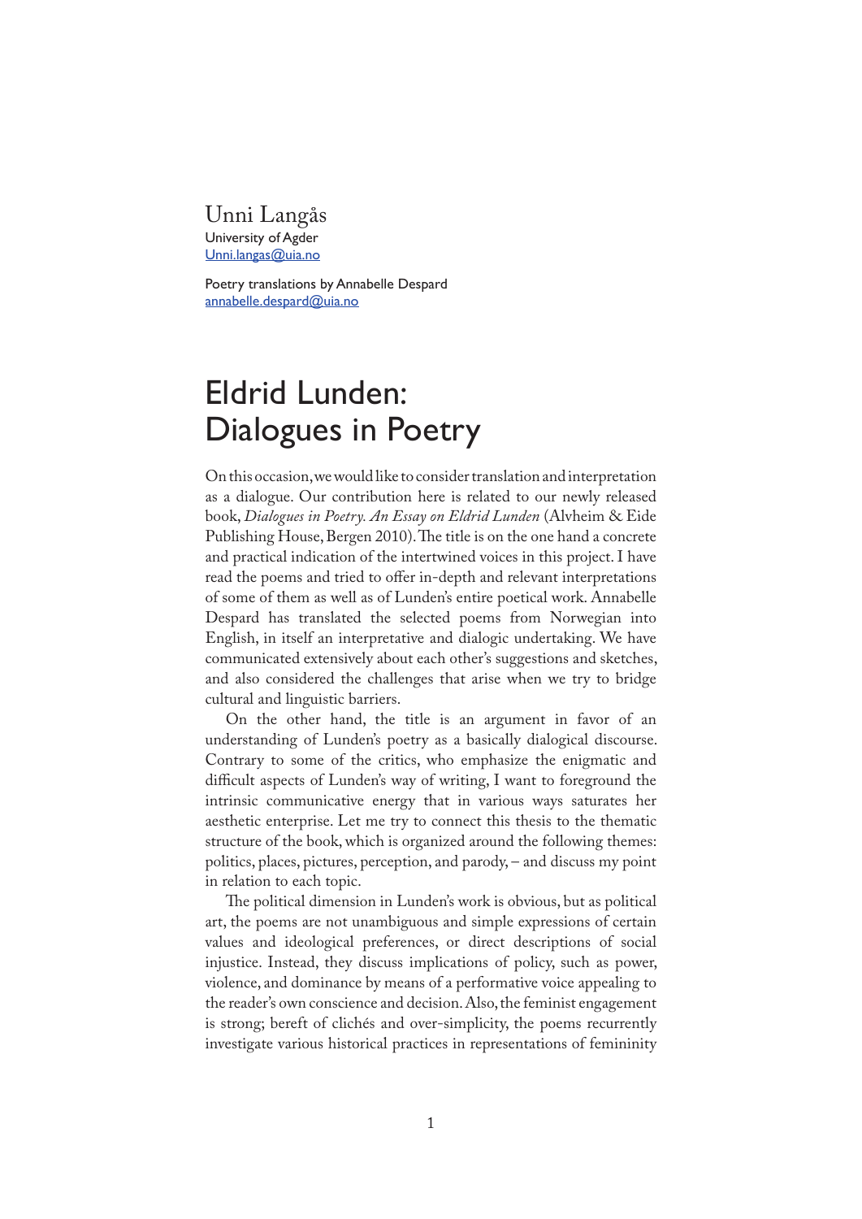Unni Langås
University of Agder
Unni.langas@uia.no

Poetry translations by Annabelle Despard
annabelle.despard@uia.no

# Eldrid Lunden: Dialogues in Poetry

On this occasion, we would like to consider translation and interpretation as a dialogue. Our contribution here is related to our newly released book, *Dialogues in Poetry. An Essay on Eldrid Lunden* (Alvheim & Eide Publishing House, Bergen 2010). The title is on the one hand a concrete and practical indication of the intertwined voices in this project. I have read the poems and tried to offer in-depth and relevant interpretations of some of them as well as of Lunden's entire poetical work. Annabelle Despard has translated the selected poems from Norwegian into English, in itself an interpretative and dialogic undertaking. We have communicated extensively about each other's suggestions and sketches, and also considered the challenges that arise when we try to bridge cultural and linguistic barriers.

On the other hand, the title is an argument in favor of an understanding of Lunden's poetry as a basically dialogical discourse. Contrary to some of the critics, who emphasize the enigmatic and difficult aspects of Lunden's way of writing, I want to foreground the intrinsic communicative energy that in various ways saturates her aesthetic enterprise. Let me try to connect this thesis to the thematic structure of the book, which is organized around the following themes: politics, places, pictures, perception, and parody, – and discuss my point in relation to each topic.

The political dimension in Lunden's work is obvious, but as political art, the poems are not unambiguous and simple expressions of certain values and ideological preferences, or direct descriptions of social injustice. Instead, they discuss implications of policy, such as power, violence, and dominance by means of a performative voice appealing to the reader's own conscience and decision. Also, the feminist engagement is strong; bereft of clichés and over-simplicity, the poems recurrently investigate various historical practices in representations of femininity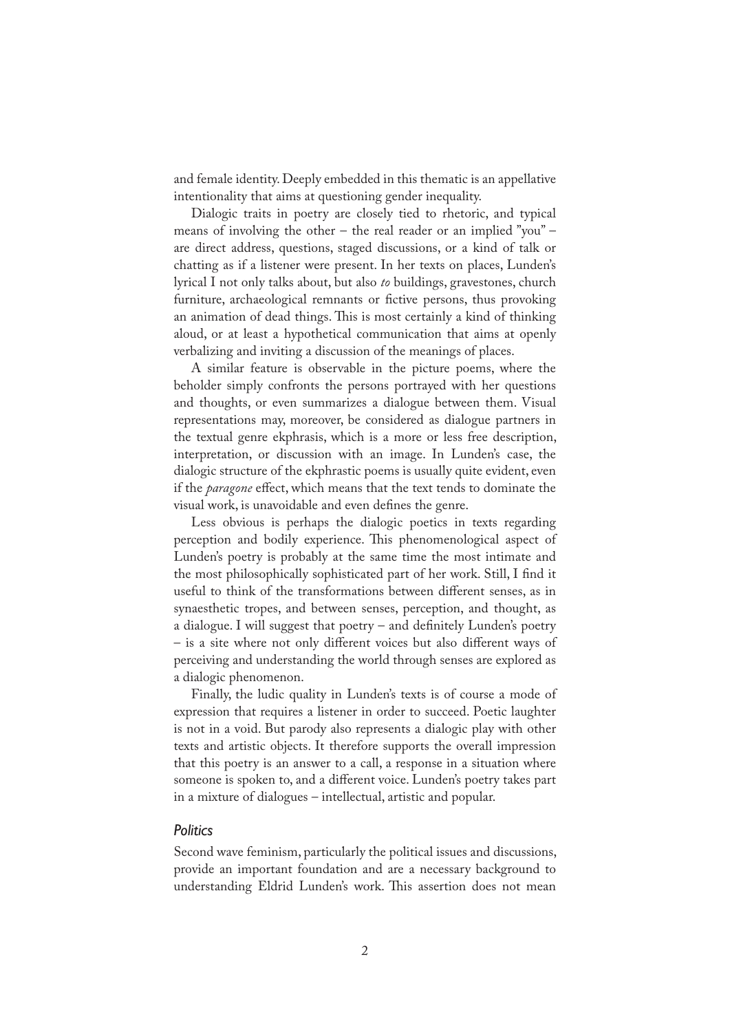and female identity. Deeply embedded in this thematic is an appellative intentionality that aims at questioning gender inequality.

Dialogic traits in poetry are closely tied to rhetoric, and typical means of involving the other – the real reader or an implied "you" – are direct address, questions, staged discussions, or a kind of talk or chatting as if a listener were present. In her texts on places, Lunden's lyrical I not only talks about, but also *to* buildings, gravestones, church furniture, archaeological remnants or fictive persons, thus provoking an animation of dead things. This is most certainly a kind of thinking aloud, or at least a hypothetical communication that aims at openly verbalizing and inviting a discussion of the meanings of places.

A similar feature is observable in the picture poems, where the beholder simply confronts the persons portrayed with her questions and thoughts, or even summarizes a dialogue between them. Visual representations may, moreover, be considered as dialogue partners in the textual genre ekphrasis, which is a more or less free description, interpretation, or discussion with an image. In Lunden's case, the dialogic structure of the ekphrastic poems is usually quite evident, even if the *paragone* effect, which means that the text tends to dominate the visual work, is unavoidable and even defines the genre.

Less obvious is perhaps the dialogic poetics in texts regarding perception and bodily experience. This phenomenological aspect of Lunden's poetry is probably at the same time the most intimate and the most philosophically sophisticated part of her work. Still, I find it useful to think of the transformations between different senses, as in synaesthetic tropes, and between senses, perception, and thought, as a dialogue. I will suggest that poetry – and definitely Lunden's poetry – is a site where not only different voices but also different ways of perceiving and understanding the world through senses are explored as a dialogic phenomenon.

Finally, the ludic quality in Lunden's texts is of course a mode of expression that requires a listener in order to succeed. Poetic laughter is not in a void. But parody also represents a dialogic play with other texts and artistic objects. It therefore supports the overall impression that this poetry is an answer to a call, a response in a situation where someone is spoken to, and a different voice. Lunden's poetry takes part in a mixture of dialogues – intellectual, artistic and popular.

### *Politics*

Second wave feminism, particularly the political issues and discussions, provide an important foundation and are a necessary background to understanding Eldrid Lunden's work. This assertion does not mean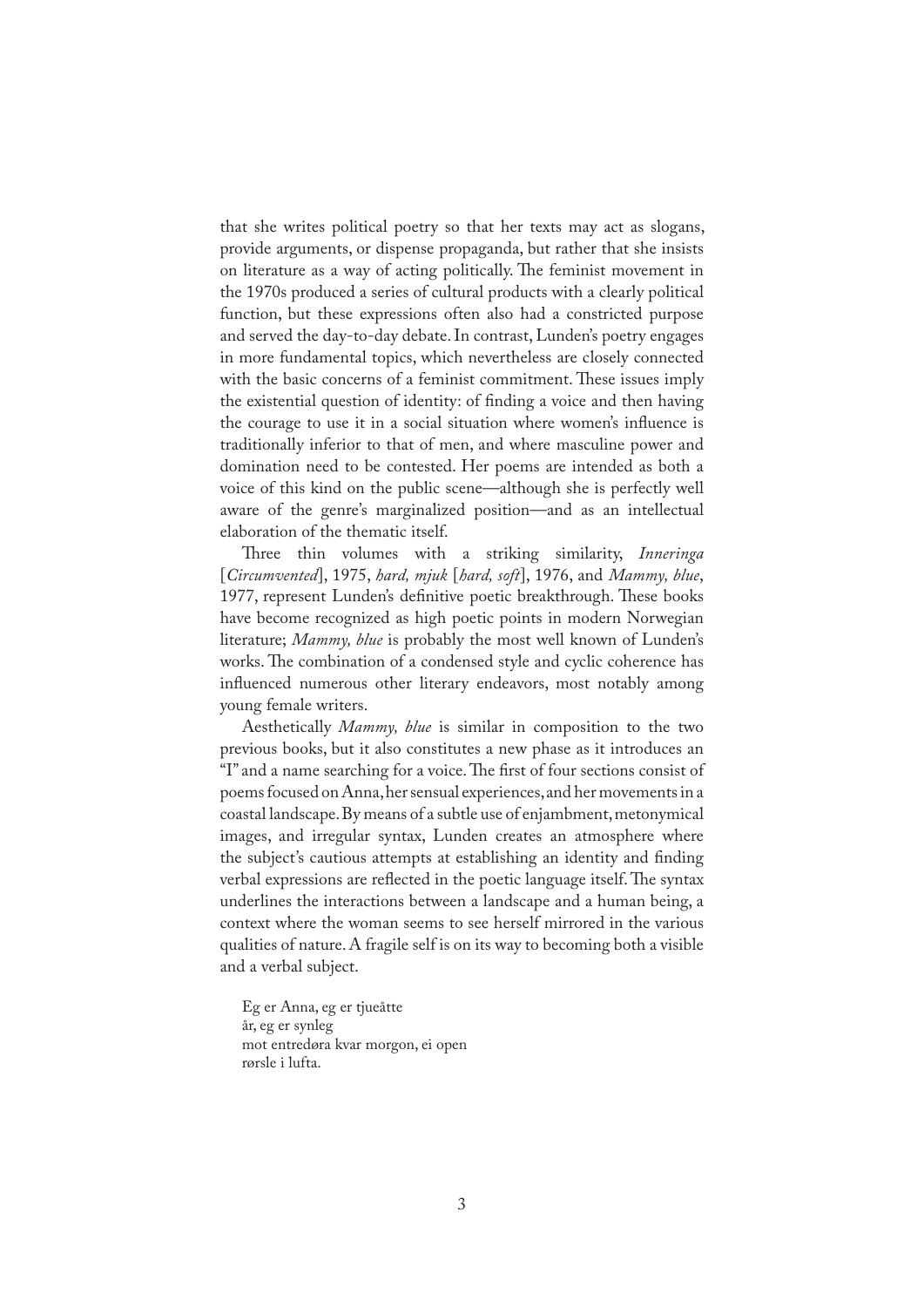that she writes political poetry so that her texts may act as slogans, provide arguments, or dispense propaganda, but rather that she insists on literature as a way of acting politically. The feminist movement in the 1970s produced a series of cultural products with a clearly political function, but these expressions often also had a constricted purpose and served the day-to-day debate. In contrast, Lunden's poetry engages in more fundamental topics, which nevertheless are closely connected with the basic concerns of a feminist commitment. These issues imply the existential question of identity: of finding a voice and then having the courage to use it in a social situation where women's influence is traditionally inferior to that of men, and where masculine power and domination need to be contested. Her poems are intended as both a voice of this kind on the public scene—although she is perfectly well aware of the genre's marginalized position—and as an intellectual elaboration of the thematic itself.

Three thin volumes with a striking similarity, *Inneringa* [*Circumvented*], 1975, *hard, mjuk* [*hard, soft*], 1976, and *Mammy, blue*, 1977, represent Lunden's definitive poetic breakthrough. These books have become recognized as high poetic points in modern Norwegian literature; *Mammy, blue* is probably the most well known of Lunden's works. The combination of a condensed style and cyclic coherence has influenced numerous other literary endeavors, most notably among young female writers.

Aesthetically *Mammy, blue* is similar in composition to the two previous books, but it also constitutes a new phase as it introduces an "I" and a name searching for a voice. The first of four sections consist of poems focused on Anna, her sensual experiences, and her movements in a coastal landscape. By means of a subtle use of enjambment, metonymical images, and irregular syntax, Lunden creates an atmosphere where the subject's cautious attempts at establishing an identity and finding verbal expressions are reflected in the poetic language itself. The syntax underlines the interactions between a landscape and a human being, a context where the woman seems to see herself mirrored in the various qualities of nature. A fragile self is on its way to becoming both a visible and a verbal subject.

> Eg er Anna, eg er tjueåtte
> år, eg er synleg
> mot entredøra kvar morgon, ei open
> rørsle i lufta.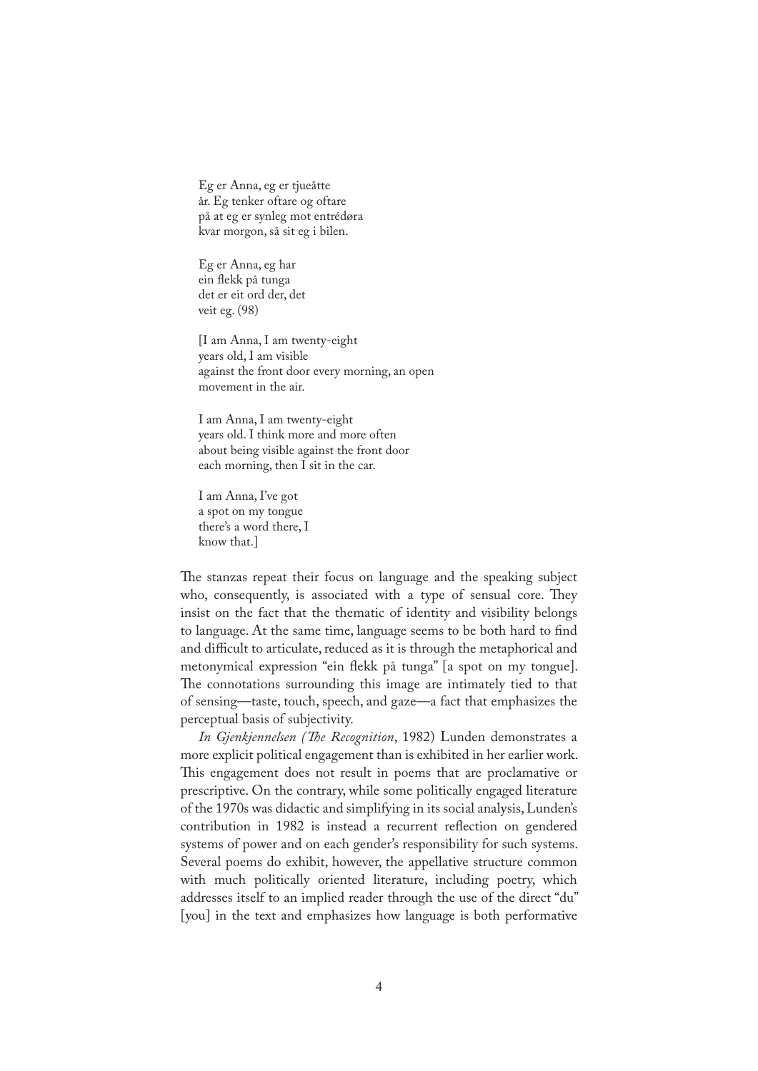Eg er Anna, eg er tjueåtte  
år. Eg tenker oftare og oftare  
på at eg er synleg mot entrédøra  
kvar morgon, så sit eg i bilen.

Eg er Anna, eg har  
ein flekk på tunga  
det er eit ord der, det  
veit eg. (98)

[I am Anna, I am twenty-eight  
years old, I am visible  
against the front door every morning, an open  
movement in the air.

I am Anna, I am twenty-eight  
years old. I think more and more often  
about being visible against the front door  
each morning, then I sit in the car.

I am Anna, I've got  
a spot on my tongue  
there's a word there, I  
know that.]

The stanzas repeat their focus on language and the speaking subject who, consequently, is associated with a type of sensual core. They insist on the fact that the thematic of identity and visibility belongs to language. At the same time, language seems to be both hard to find and difficult to articulate, reduced as it is through the metaphorical and metonymical expression "ein flekk på tunga" [a spot on my tongue]. The connotations surrounding this image are intimately tied to that of sensing—taste, touch, speech, and gaze—a fact that emphasizes the perceptual basis of subjectivity.

*In Gjenkjennelsen (The Recognition*, 1982) Lunden demonstrates a more explicit political engagement than is exhibited in her earlier work. This engagement does not result in poems that are proclamative or prescriptive. On the contrary, while some politically engaged literature of the 1970s was didactic and simplifying in its social analysis, Lunden's contribution in 1982 is instead a recurrent reflection on gendered systems of power and on each gender's responsibility for such systems. Several poems do exhibit, however, the appellative structure common with much politically oriented literature, including poetry, which addresses itself to an implied reader through the use of the direct "du" [you] in the text and emphasizes how language is both performative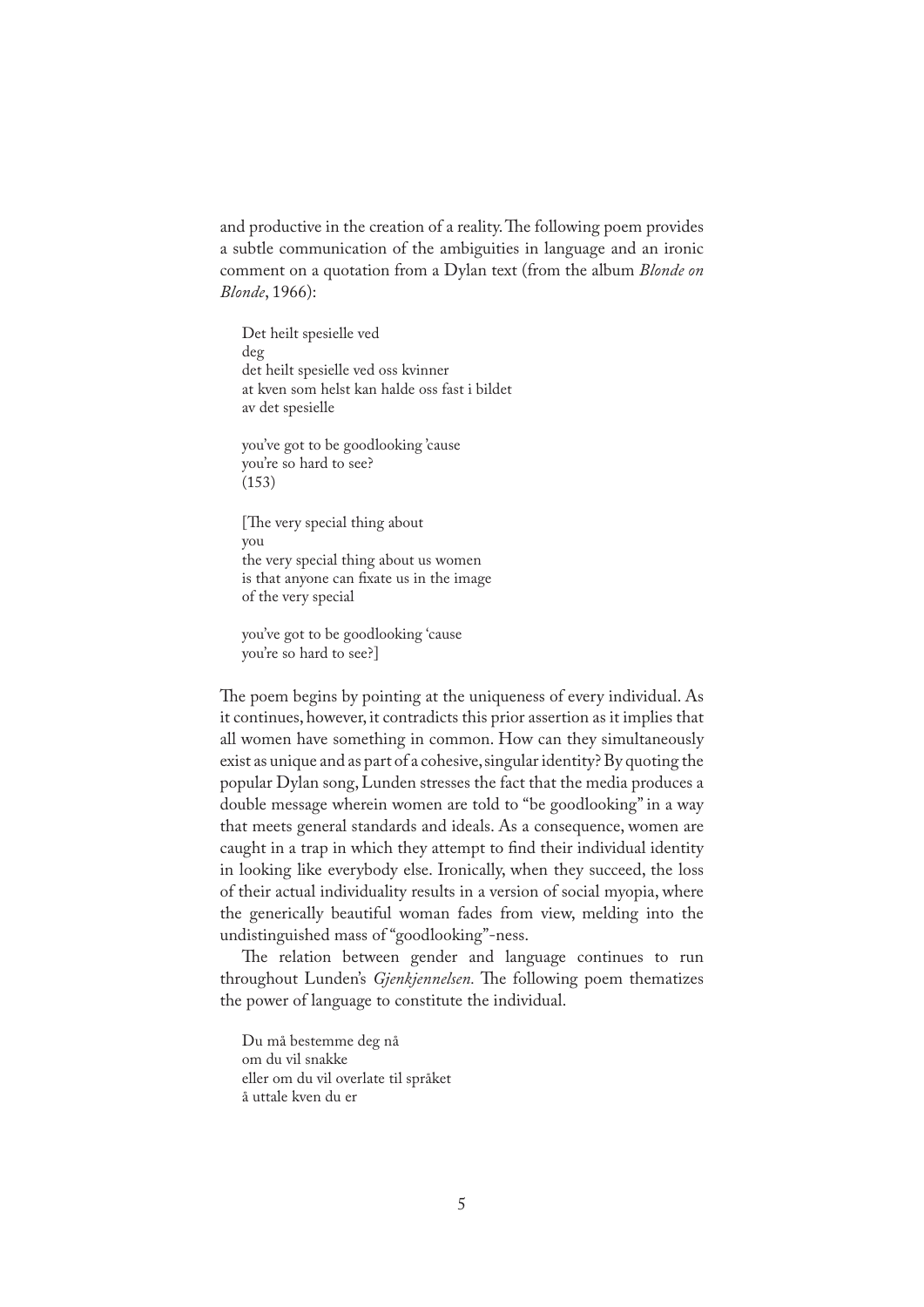and productive in the creation of a reality. The following poem provides a subtle communication of the ambiguities in language and an ironic comment on a quotation from a Dylan text (from the album *Blonde on Blonde*, 1966):

> Det heilt spesielle ved
> deg
> det heilt spesielle ved oss kvinner
> at kven som helst kan halde oss fast i bildet
> av det spesielle
>
> you've got to be goodlooking 'cause
> you're so hard to see?
> (153)
>
> [The very special thing about
> you
> the very special thing about us women
> is that anyone can fixate us in the image
> of the very special
>
> you've got to be goodlooking 'cause
> you're so hard to see?]

The poem begins by pointing at the uniqueness of every individual. As it continues, however, it contradicts this prior assertion as it implies that all women have something in common. How can they simultaneously exist as unique and as part of a cohesive, singular identity? By quoting the popular Dylan song, Lunden stresses the fact that the media produces a double message wherein women are told to "be goodlooking" in a way that meets general standards and ideals. As a consequence, women are caught in a trap in which they attempt to find their individual identity in looking like everybody else. Ironically, when they succeed, the loss of their actual individuality results in a version of social myopia, where the generically beautiful woman fades from view, melding into the undistinguished mass of "goodlooking"-ness.

The relation between gender and language continues to run throughout Lunden's *Gjenkjennelsen.* The following poem thematizes the power of language to constitute the individual.

> Du må bestemme deg nå
> om du vil snakke
> eller om du vil overlate til språket
> å uttale kven du er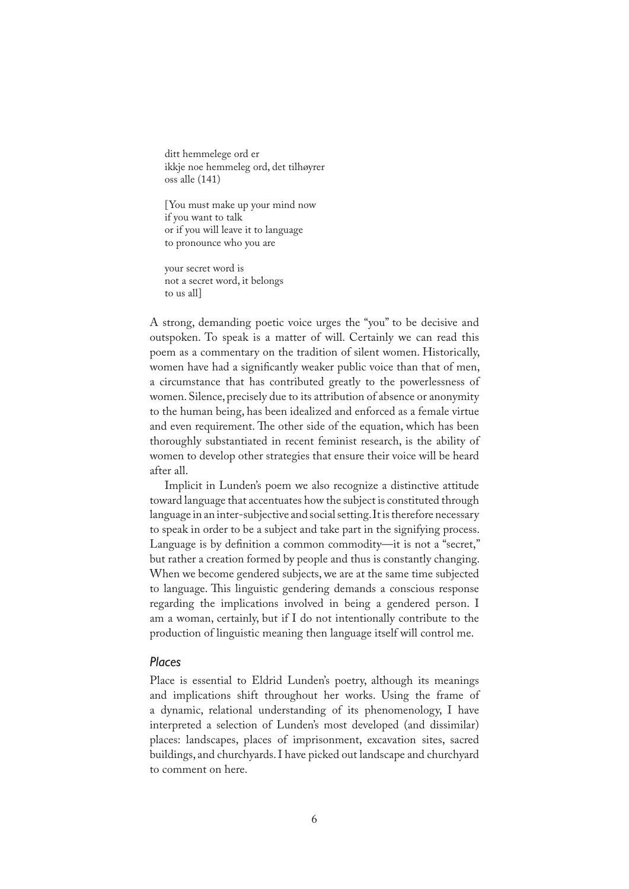ditt hemmelege ord er  
ikkje noe hemmeleg ord, det tilhøyrer  
oss alle (141)

[You must make up your mind now  
if you want to talk  
or if you will leave it to language  
to pronounce who you are

your secret word is  
not a secret word, it belongs  
to us all]

A strong, demanding poetic voice urges the "you" to be decisive and outspoken. To speak is a matter of will. Certainly we can read this poem as a commentary on the tradition of silent women. Historically, women have had a significantly weaker public voice than that of men, a circumstance that has contributed greatly to the powerlessness of women. Silence, precisely due to its attribution of absence or anonymity to the human being, has been idealized and enforced as a female virtue and even requirement. The other side of the equation, which has been thoroughly substantiated in recent feminist research, is the ability of women to develop other strategies that ensure their voice will be heard after all.

Implicit in Lunden's poem we also recognize a distinctive attitude toward language that accentuates how the subject is constituted through language in an inter-subjective and social setting. It is therefore necessary to speak in order to be a subject and take part in the signifying process. Language is by definition a common commodity—it is not a "secret," but rather a creation formed by people and thus is constantly changing. When we become gendered subjects, we are at the same time subjected to language. This linguistic gendering demands a conscious response regarding the implications involved in being a gendered person. I am a woman, certainly, but if I do not intentionally contribute to the production of linguistic meaning then language itself will control me.

### *Places*

Place is essential to Eldrid Lunden's poetry, although its meanings and implications shift throughout her works. Using the frame of a dynamic, relational understanding of its phenomenology, I have interpreted a selection of Lunden's most developed (and dissimilar) places: landscapes, places of imprisonment, excavation sites, sacred buildings, and churchyards. I have picked out landscape and churchyard to comment on here.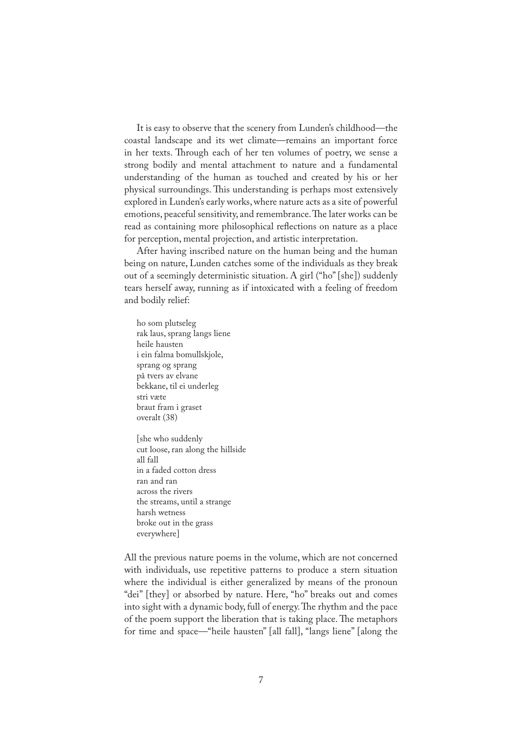It is easy to observe that the scenery from Lunden's childhood—the coastal landscape and its wet climate—remains an important force in her texts. Through each of her ten volumes of poetry, we sense a strong bodily and mental attachment to nature and a fundamental understanding of the human as touched and created by his or her physical surroundings. This understanding is perhaps most extensively explored in Lunden's early works, where nature acts as a site of powerful emotions, peaceful sensitivity, and remembrance. The later works can be read as containing more philosophical reflections on nature as a place for perception, mental projection, and artistic interpretation.

After having inscribed nature on the human being and the human being on nature, Lunden catches some of the individuals as they break out of a seemingly deterministic situation. A girl ("ho" [she]) suddenly tears herself away, running as if intoxicated with a feeling of freedom and bodily relief:

> ho som plutseleg  
> rak laus, sprang langs liene  
> heile hausten  
> i ein falma bomullskjole,  
> sprang og sprang  
> på tvers av elvane  
> bekkane, til ei underleg  
> stri væte  
> braut fram i graset  
> overalt (38)
>
> [she who suddenly  
> cut loose, ran along the hillside  
> all fall  
> in a faded cotton dress  
> ran and ran  
> across the rivers  
> the streams, until a strange  
> harsh wetness  
> broke out in the grass  
> everywhere]

All the previous nature poems in the volume, which are not concerned with individuals, use repetitive patterns to produce a stern situation where the individual is either generalized by means of the pronoun "dei" [they] or absorbed by nature. Here, "ho" breaks out and comes into sight with a dynamic body, full of energy. The rhythm and the pace of the poem support the liberation that is taking place. The metaphors for time and space—"heile hausten" [all fall], "langs liene" [along the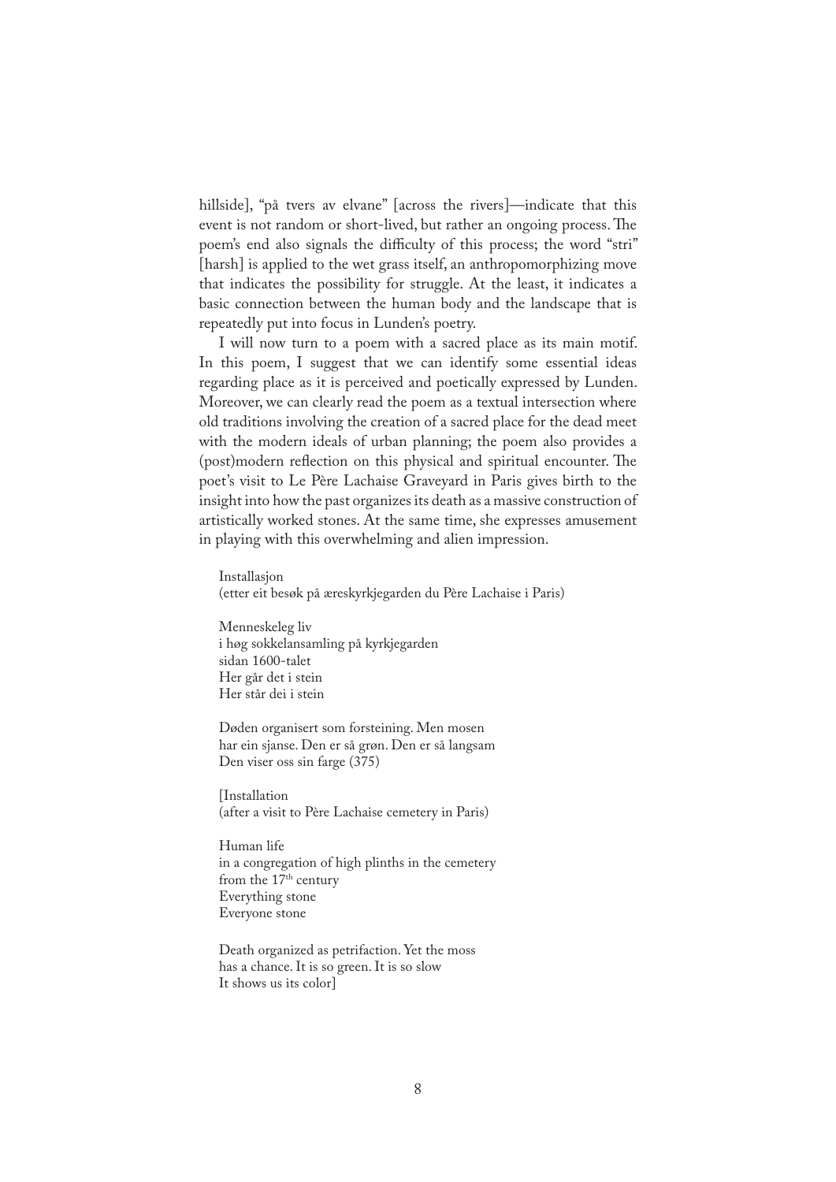hillside], "på tvers av elvane" [across the rivers]—indicate that this event is not random or short-lived, but rather an ongoing process. The poem's end also signals the difficulty of this process; the word "stri" [harsh] is applied to the wet grass itself, an anthropomorphizing move that indicates the possibility for struggle. At the least, it indicates a basic connection between the human body and the landscape that is repeatedly put into focus in Lunden's poetry.

I will now turn to a poem with a sacred place as its main motif. In this poem, I suggest that we can identify some essential ideas regarding place as it is perceived and poetically expressed by Lunden. Moreover, we can clearly read the poem as a textual intersection where old traditions involving the creation of a sacred place for the dead meet with the modern ideals of urban planning; the poem also provides a (post)modern reflection on this physical and spiritual encounter. The poet's visit to Le Père Lachaise Graveyard in Paris gives birth to the insight into how the past organizes its death as a massive construction of artistically worked stones. At the same time, she expresses amusement in playing with this overwhelming and alien impression.

> Installasjon  
> (etter eit besøk på æreskyrkjegarden du Père Lachaise i Paris)
>
> Menneskeleg liv  
> i høg sokkelansamling på kyrkjegarden  
> sidan 1600-talet  
> Her går det i stein  
> Her står dei i stein
>
> Døden organisert som forsteining. Men mosen  
> har ein sjanse. Den er så grøn. Den er så langsam  
> Den viser oss sin farge (375)
>
> [Installation  
> (after a visit to Père Lachaise cemetery in Paris)
>
> Human life  
> in a congregation of high plinths in the cemetery  
> from the 17th century  
> Everything stone  
> Everyone stone
>
> Death organized as petrifaction. Yet the moss  
> has a chance. It is so green. It is so slow  
> It shows us its color]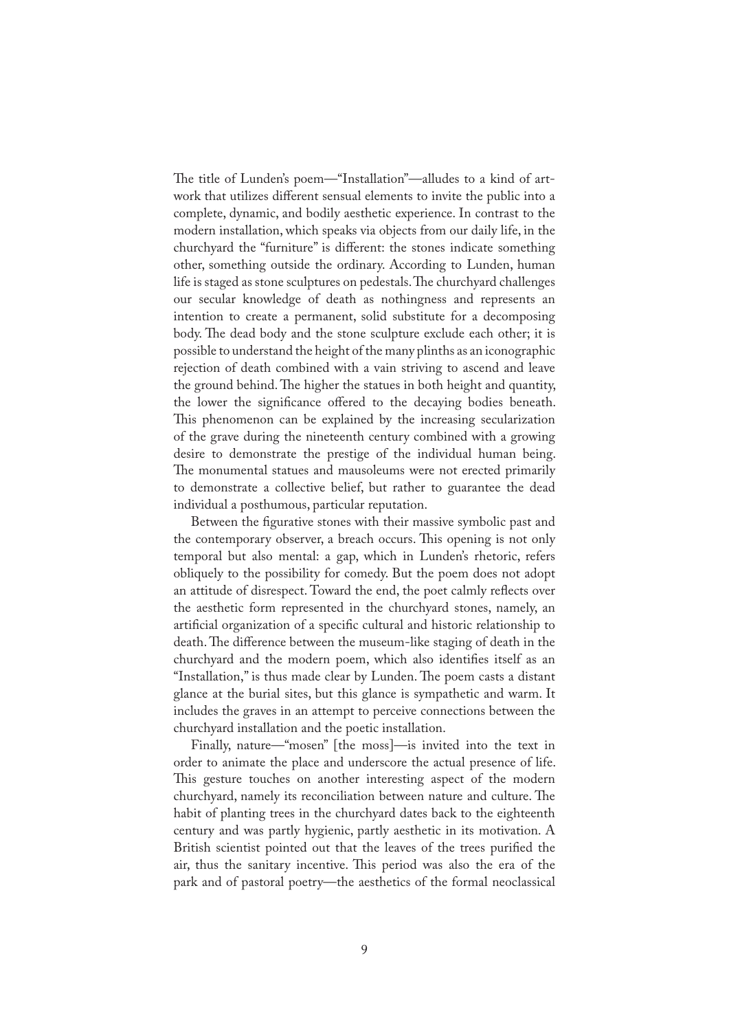The title of Lunden's poem—"Installation"—alludes to a kind of artwork that utilizes different sensual elements to invite the public into a complete, dynamic, and bodily aesthetic experience. In contrast to the modern installation, which speaks via objects from our daily life, in the churchyard the "furniture" is different: the stones indicate something other, something outside the ordinary. According to Lunden, human life is staged as stone sculptures on pedestals. The churchyard challenges our secular knowledge of death as nothingness and represents an intention to create a permanent, solid substitute for a decomposing body. The dead body and the stone sculpture exclude each other; it is possible to understand the height of the many plinths as an iconographic rejection of death combined with a vain striving to ascend and leave the ground behind. The higher the statues in both height and quantity, the lower the significance offered to the decaying bodies beneath. This phenomenon can be explained by the increasing secularization of the grave during the nineteenth century combined with a growing desire to demonstrate the prestige of the individual human being. The monumental statues and mausoleums were not erected primarily to demonstrate a collective belief, but rather to guarantee the dead individual a posthumous, particular reputation.

Between the figurative stones with their massive symbolic past and the contemporary observer, a breach occurs. This opening is not only temporal but also mental: a gap, which in Lunden's rhetoric, refers obliquely to the possibility for comedy. But the poem does not adopt an attitude of disrespect. Toward the end, the poet calmly reflects over the aesthetic form represented in the churchyard stones, namely, an artificial organization of a specific cultural and historic relationship to death. The difference between the museum-like staging of death in the churchyard and the modern poem, which also identifies itself as an "Installation," is thus made clear by Lunden. The poem casts a distant glance at the burial sites, but this glance is sympathetic and warm. It includes the graves in an attempt to perceive connections between the churchyard installation and the poetic installation.

Finally, nature—"mosen" [the moss]—is invited into the text in order to animate the place and underscore the actual presence of life. This gesture touches on another interesting aspect of the modern churchyard, namely its reconciliation between nature and culture. The habit of planting trees in the churchyard dates back to the eighteenth century and was partly hygienic, partly aesthetic in its motivation. A British scientist pointed out that the leaves of the trees purified the air, thus the sanitary incentive. This period was also the era of the park and of pastoral poetry—the aesthetics of the formal neoclassical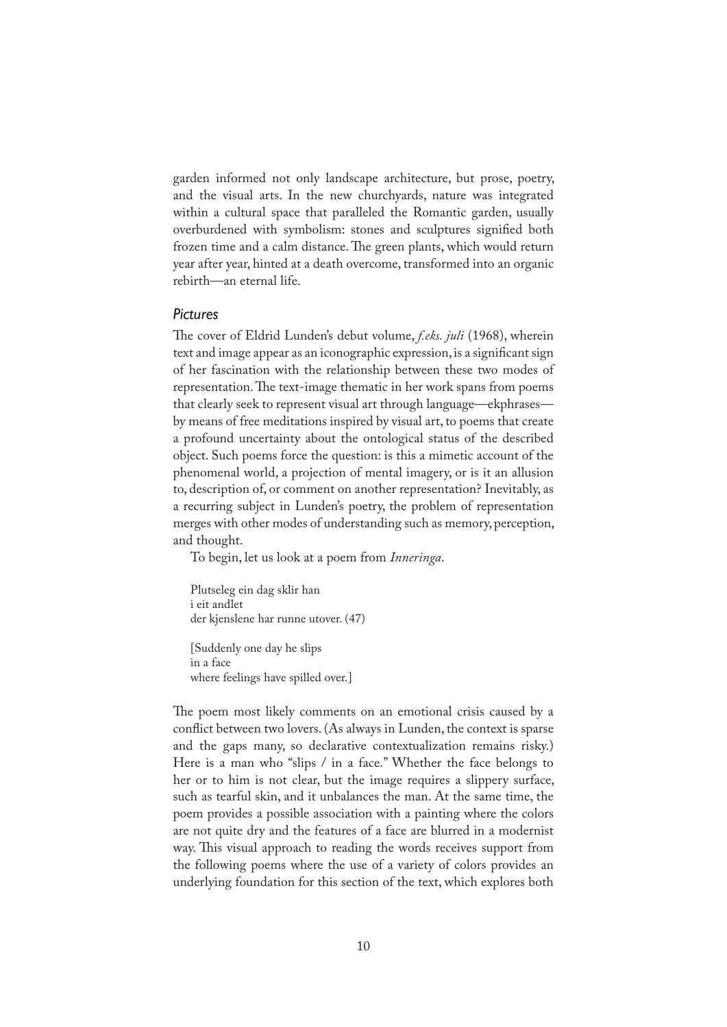garden informed not only landscape architecture, but prose, poetry, and the visual arts. In the new churchyards, nature was integrated within a cultural space that paralleled the Romantic garden, usually overburdened with symbolism: stones and sculptures signified both frozen time and a calm distance. The green plants, which would return year after year, hinted at a death overcome, transformed into an organic rebirth—an eternal life.

### *Pictures*

The cover of Eldrid Lunden's debut volume, *f.eks. juli* (1968), wherein text and image appear as an iconographic expression, is a significant sign of her fascination with the relationship between these two modes of representation. The text-image thematic in her work spans from poems that clearly seek to represent visual art through language—ekphrases—by means of free meditations inspired by visual art, to poems that create a profound uncertainty about the ontological status of the described object. Such poems force the question: is this a mimetic account of the phenomenal world, a projection of mental imagery, or is it an allusion to, description of, or comment on another representation? Inevitably, as a recurring subject in Lunden's poetry, the problem of representation merges with other modes of understanding such as memory, perception, and thought.

To begin, let us look at a poem from *Inneringa*.

> Plutseleg ein dag sklir han
> i eit andlet
> der kjenslene har runne utover. (47)
>
> [Suddenly one day he slips
> in a face
> where feelings have spilled over.]

The poem most likely comments on an emotional crisis caused by a conflict between two lovers. (As always in Lunden, the context is sparse and the gaps many, so declarative contextualization remains risky.) Here is a man who "slips / in a face." Whether the face belongs to her or to him is not clear, but the image requires a slippery surface, such as tearful skin, and it unbalances the man. At the same time, the poem provides a possible association with a painting where the colors are not quite dry and the features of a face are blurred in a modernist way. This visual approach to reading the words receives support from the following poems where the use of a variety of colors provides an underlying foundation for this section of the text, which explores both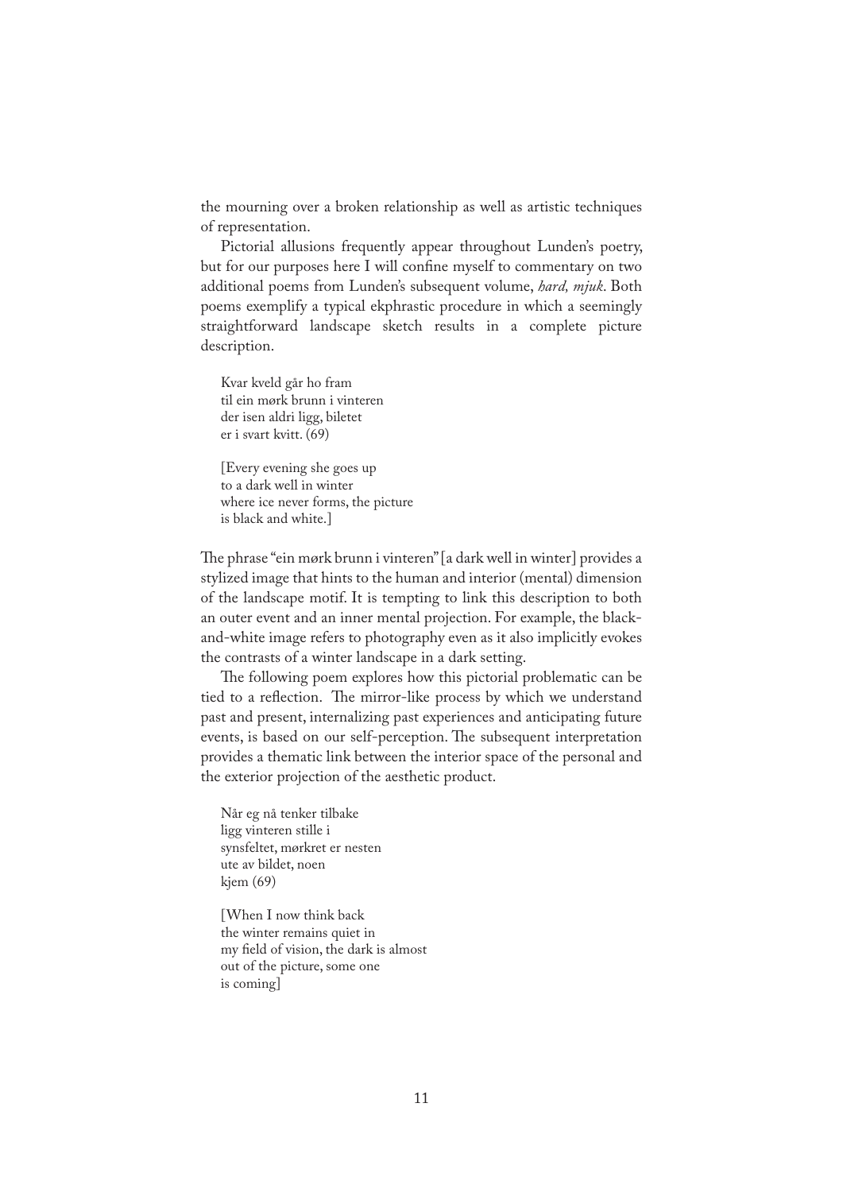the mourning over a broken relationship as well as artistic techniques of representation.

Pictorial allusions frequently appear throughout Lunden's poetry, but for our purposes here I will confine myself to commentary on two additional poems from Lunden's subsequent volume, *hard, mjuk*. Both poems exemplify a typical ekphrastic procedure in which a seemingly straightforward landscape sketch results in a complete picture description.

> Kvar kveld går ho fram  
> til ein mørk brunn i vinteren  
> der isen aldri ligg, biletet  
> er i svart kvitt. (69)
>
> [Every evening she goes up  
> to a dark well in winter  
> where ice never forms, the picture  
> is black and white.]

The phrase "ein mørk brunn i vinteren" [a dark well in winter] provides a stylized image that hints to the human and interior (mental) dimension of the landscape motif. It is tempting to link this description to both an outer event and an inner mental projection. For example, the black-and-white image refers to photography even as it also implicitly evokes the contrasts of a winter landscape in a dark setting.

The following poem explores how this pictorial problematic can be tied to a reflection. The mirror-like process by which we understand past and present, internalizing past experiences and anticipating future events, is based on our self-perception. The subsequent interpretation provides a thematic link between the interior space of the personal and the exterior projection of the aesthetic product.

> Når eg nå tenker tilbake  
> ligg vinteren stille i  
> synsfeltet, mørkret er nesten  
> ute av bildet, noen  
> kjem (69)
>
> [When I now think back  
> the winter remains quiet in  
> my field of vision, the dark is almost  
> out of the picture, some one  
> is coming]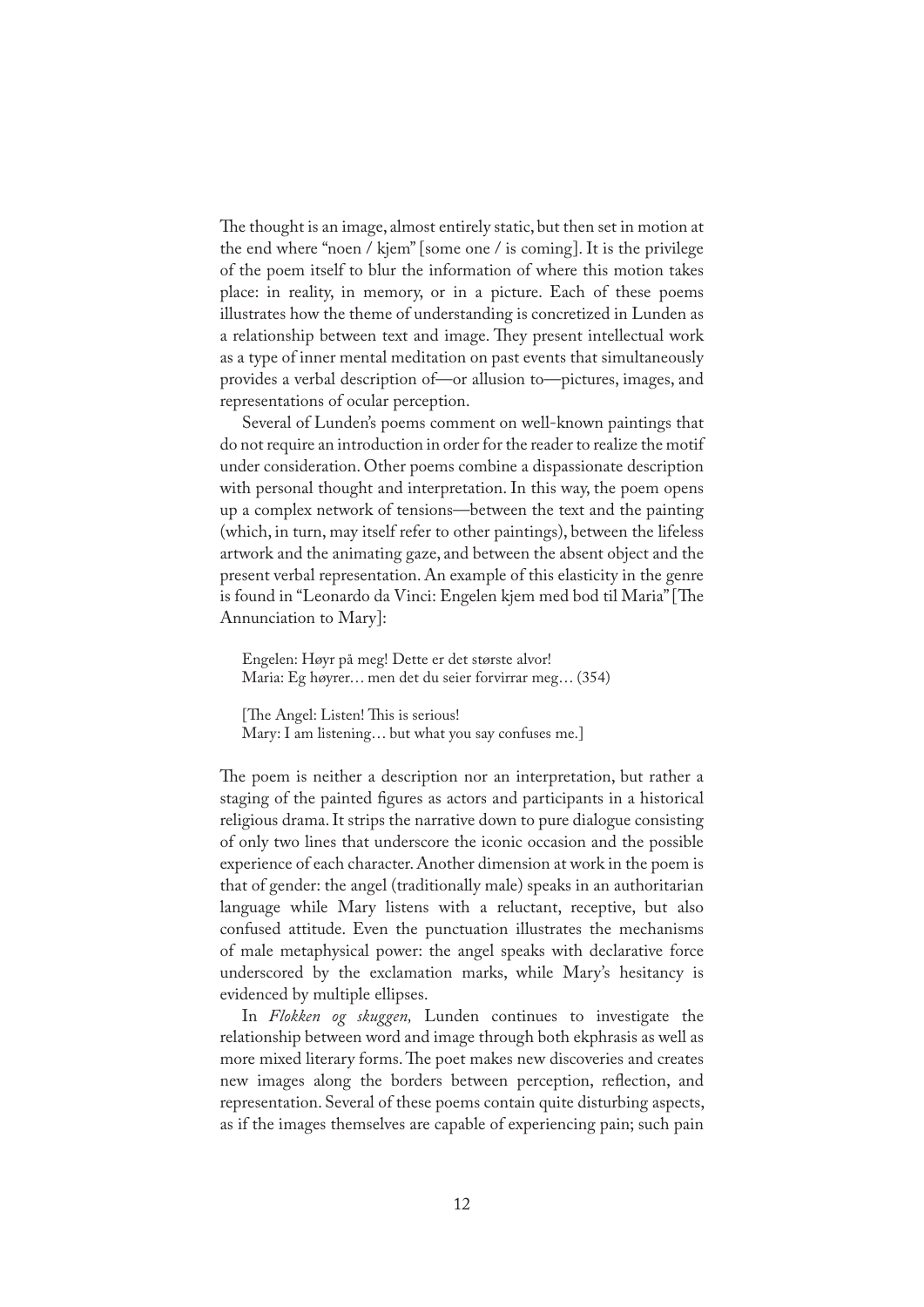The thought is an image, almost entirely static, but then set in motion at the end where "noen / kjem" [some one / is coming]. It is the privilege of the poem itself to blur the information of where this motion takes place: in reality, in memory, or in a picture. Each of these poems illustrates how the theme of understanding is concretized in Lunden as a relationship between text and image. They present intellectual work as a type of inner mental meditation on past events that simultaneously provides a verbal description of—or allusion to—pictures, images, and representations of ocular perception.

Several of Lunden's poems comment on well-known paintings that do not require an introduction in order for the reader to realize the motif under consideration. Other poems combine a dispassionate description with personal thought and interpretation. In this way, the poem opens up a complex network of tensions—between the text and the painting (which, in turn, may itself refer to other paintings), between the lifeless artwork and the animating gaze, and between the absent object and the present verbal representation. An example of this elasticity in the genre is found in "Leonardo da Vinci: Engelen kjem med bod til Maria" [The Annunciation to Mary]:

> Engelen: Høyr på meg! Dette er det største alvor!
> Maria: Eg høyrer… men det du seier forvirrar meg… (354)
>
> [The Angel: Listen! This is serious!
> Mary: I am listening… but what you say confuses me.]

The poem is neither a description nor an interpretation, but rather a staging of the painted figures as actors and participants in a historical religious drama. It strips the narrative down to pure dialogue consisting of only two lines that underscore the iconic occasion and the possible experience of each character. Another dimension at work in the poem is that of gender: the angel (traditionally male) speaks in an authoritarian language while Mary listens with a reluctant, receptive, but also confused attitude. Even the punctuation illustrates the mechanisms of male metaphysical power: the angel speaks with declarative force underscored by the exclamation marks, while Mary's hesitancy is evidenced by multiple ellipses.

In *Flokken og skuggen,* Lunden continues to investigate the relationship between word and image through both ekphrasis as well as more mixed literary forms. The poet makes new discoveries and creates new images along the borders between perception, reflection, and representation. Several of these poems contain quite disturbing aspects, as if the images themselves are capable of experiencing pain; such pain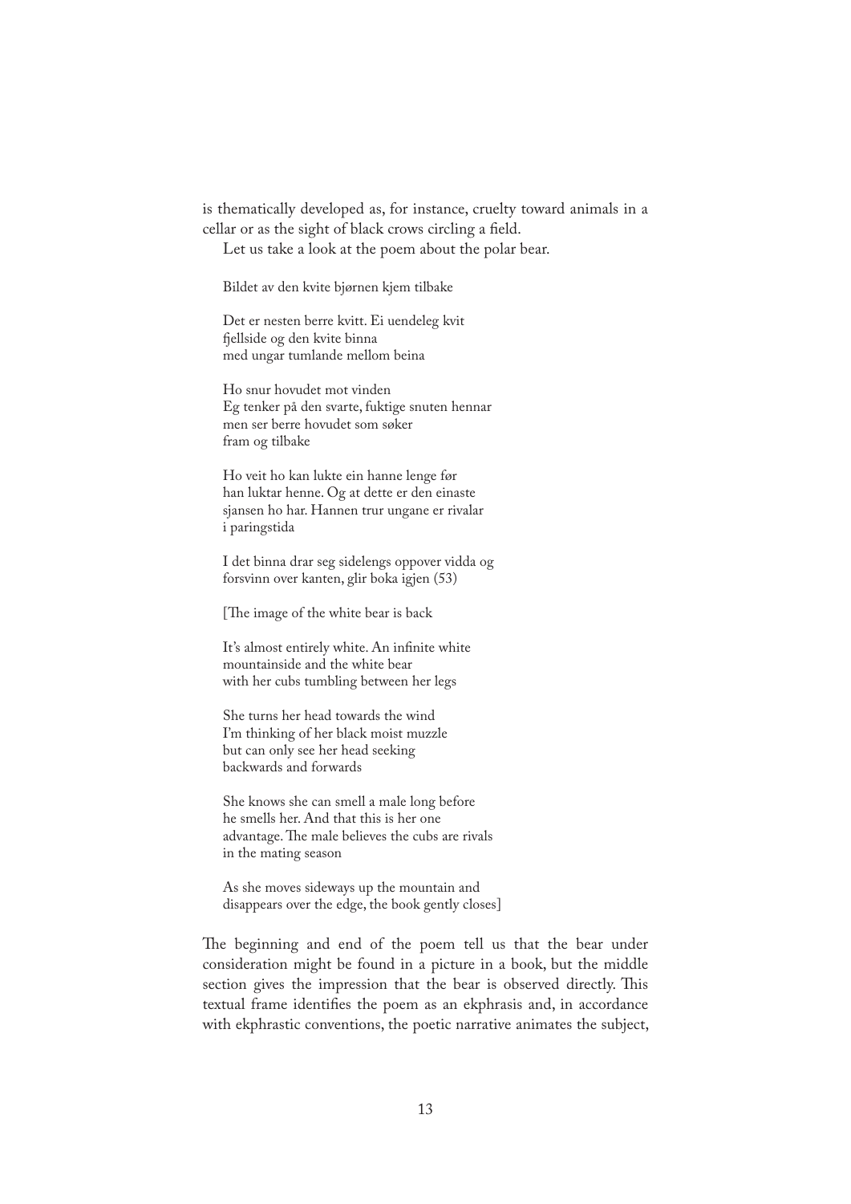is thematically developed as, for instance, cruelty toward animals in a cellar or as the sight of black crows circling a field.

Let us take a look at the poem about the polar bear.

> Bildet av den kvite bjørnen kjem tilbake
>
> Det er nesten berre kvitt. Ei uendeleg kvit
> fjellside og den kvite binna
> med ungar tumlande mellom beina
>
> Ho snur hovudet mot vinden
> Eg tenker på den svarte, fuktige snuten hennar
> men ser berre hovudet som søker
> fram og tilbake
>
> Ho veit ho kan lukte ein hanne lenge før
> han luktar henne. Og at dette er den einaste
> sjansen ho har. Hannen trur ungane er rivalar
> i paringstida
>
> I det binna drar seg sidelengs oppover vidda og
> forsvinn over kanten, glir boka igjen (53)
>
> [The image of the white bear is back
>
> It's almost entirely white. An infinite white
> mountainside and the white bear
> with her cubs tumbling between her legs
>
> She turns her head towards the wind
> I'm thinking of her black moist muzzle
> but can only see her head seeking
> backwards and forwards
>
> She knows she can smell a male long before
> he smells her. And that this is her one
> advantage. The male believes the cubs are rivals
> in the mating season
>
> As she moves sideways up the mountain and
> disappears over the edge, the book gently closes]

The beginning and end of the poem tell us that the bear under consideration might be found in a picture in a book, but the middle section gives the impression that the bear is observed directly. This textual frame identifies the poem as an ekphrasis and, in accordance with ekphrastic conventions, the poetic narrative animates the subject,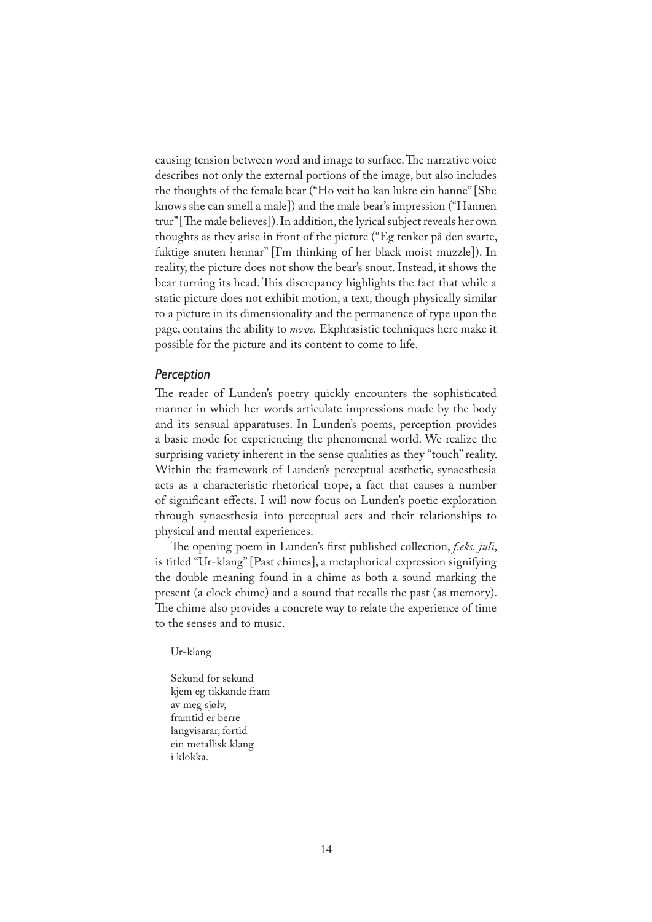causing tension between word and image to surface. The narrative voice describes not only the external portions of the image, but also includes the thoughts of the female bear ("Ho veit ho kan lukte ein hanne" [She knows she can smell a male]) and the male bear's impression ("Hannen trur" [The male believes]). In addition, the lyrical subject reveals her own thoughts as they arise in front of the picture ("Eg tenker på den svarte, fuktige snuten hennar" [I'm thinking of her black moist muzzle]). In reality, the picture does not show the bear's snout. Instead, it shows the bear turning its head. This discrepancy highlights the fact that while a static picture does not exhibit motion, a text, though physically similar to a picture in its dimensionality and the permanence of type upon the page, contains the ability to *move.* Ekphrasistic techniques here make it possible for the picture and its content to come to life.

### *Perception*

The reader of Lunden's poetry quickly encounters the sophisticated manner in which her words articulate impressions made by the body and its sensual apparatuses. In Lunden's poems, perception provides a basic mode for experiencing the phenomenal world. We realize the surprising variety inherent in the sense qualities as they "touch" reality. Within the framework of Lunden's perceptual aesthetic, synaesthesia acts as a characteristic rhetorical trope, a fact that causes a number of significant effects. I will now focus on Lunden's poetic exploration through synaesthesia into perceptual acts and their relationships to physical and mental experiences.

The opening poem in Lunden's first published collection, *f.eks. juli*, is titled "Ur-klang" [Past chimes], a metaphorical expression signifying the double meaning found in a chime as both a sound marking the present (a clock chime) and a sound that recalls the past (as memory). The chime also provides a concrete way to relate the experience of time to the senses and to music.

Ur-klang

Sekund for sekund  
kjem eg tikkande fram  
av meg sjølv,  
framtid er berre  
langvisarar, fortid  
ein metallisk klang  
i klokka.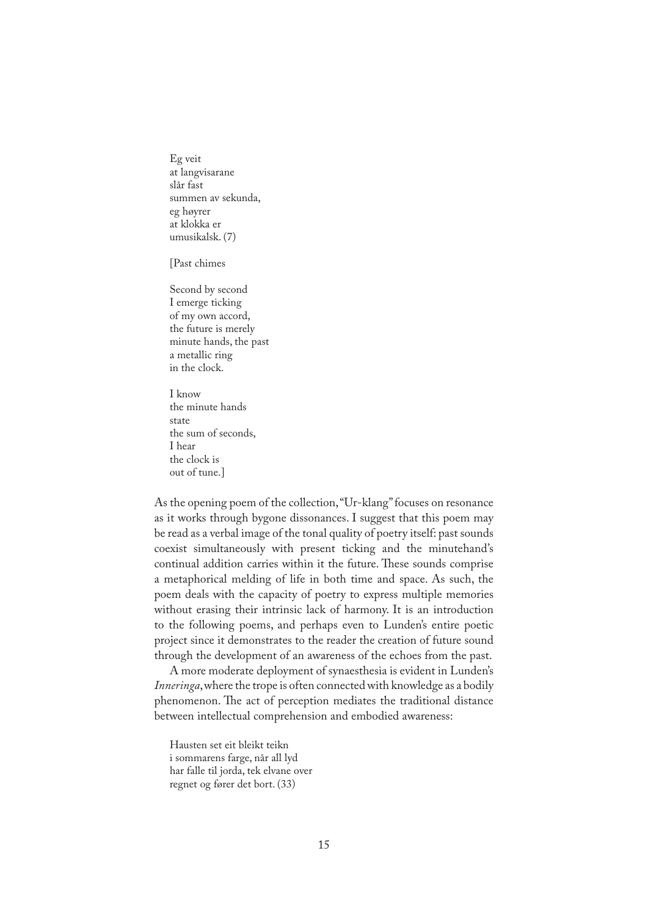Eg veit  
at langvisarane  
slår fast  
summen av sekunda,  
eg høyrer  
at klokka er  
umusikalsk. (7)

[Past chimes

Second by second  
I emerge ticking  
of my own accord,  
the future is merely  
minute hands, the past  
a metallic ring  
in the clock.

I know  
the minute hands  
state  
the sum of seconds,  
I hear  
the clock is  
out of tune.]

As the opening poem of the collection, "Ur-klang" focuses on resonance as it works through bygone dissonances. I suggest that this poem may be read as a verbal image of the tonal quality of poetry itself: past sounds coexist simultaneously with present ticking and the minutehand's continual addition carries within it the future. These sounds comprise a metaphorical melding of life in both time and space. As such, the poem deals with the capacity of poetry to express multiple memories without erasing their intrinsic lack of harmony. It is an introduction to the following poems, and perhaps even to Lunden's entire poetic project since it demonstrates to the reader the creation of future sound through the development of an awareness of the echoes from the past.

A more moderate deployment of synaesthesia is evident in Lunden's *Inneringa*, where the trope is often connected with knowledge as a bodily phenomenon. The act of perception mediates the traditional distance between intellectual comprehension and embodied awareness:

Hausten set eit bleikt teikn  
i sommarens farge, når all lyd  
har falle til jorda, tek elvane over  
regnet og fører det bort. (33)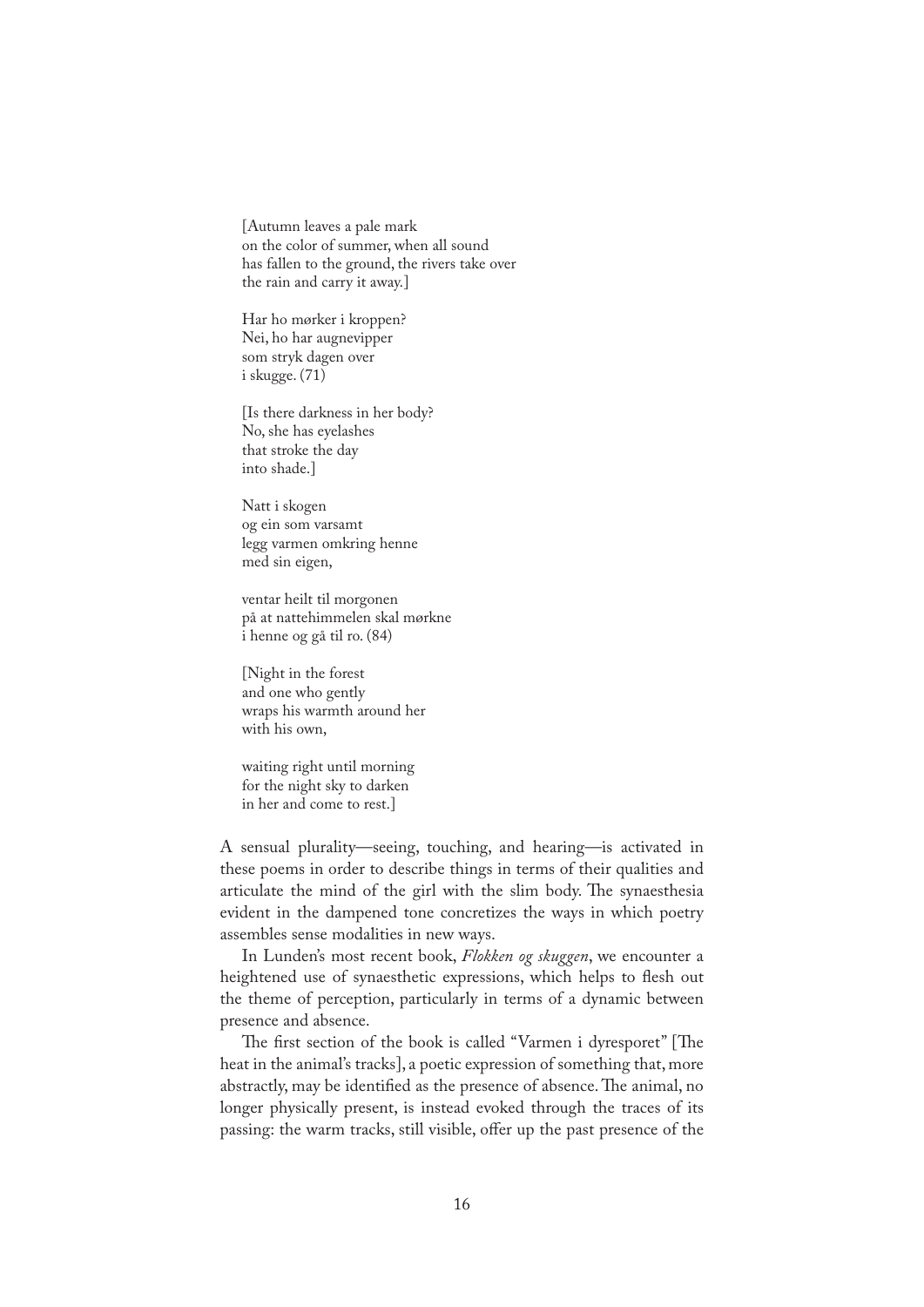[Autumn leaves a pale mark
on the color of summer, when all sound
has fallen to the ground, the rivers take over
the rain and carry it away.]

Har ho mørker i kroppen?
Nei, ho har augnevipper
som stryk dagen over
i skugge. (71)

[Is there darkness in her body?
No, she has eyelashes
that stroke the day
into shade.]

Natt i skogen
og ein som varsamt
legg varmen omkring henne
med sin eigen,

ventar heilt til morgonen
på at nattehimmelen skal mørkne
i henne og gå til ro. (84)

[Night in the forest
and one who gently
wraps his warmth around her
with his own,

waiting right until morning
for the night sky to darken
in her and come to rest.]

A sensual plurality—seeing, touching, and hearing—is activated in these poems in order to describe things in terms of their qualities and articulate the mind of the girl with the slim body. The synaesthesia evident in the dampened tone concretizes the ways in which poetry assembles sense modalities in new ways.

In Lunden's most recent book, *Flokken og skuggen*, we encounter a heightened use of synaesthetic expressions, which helps to flesh out the theme of perception, particularly in terms of a dynamic between presence and absence.

The first section of the book is called "Varmen i dyresporet" [The heat in the animal's tracks], a poetic expression of something that, more abstractly, may be identified as the presence of absence. The animal, no longer physically present, is instead evoked through the traces of its passing: the warm tracks, still visible, offer up the past presence of the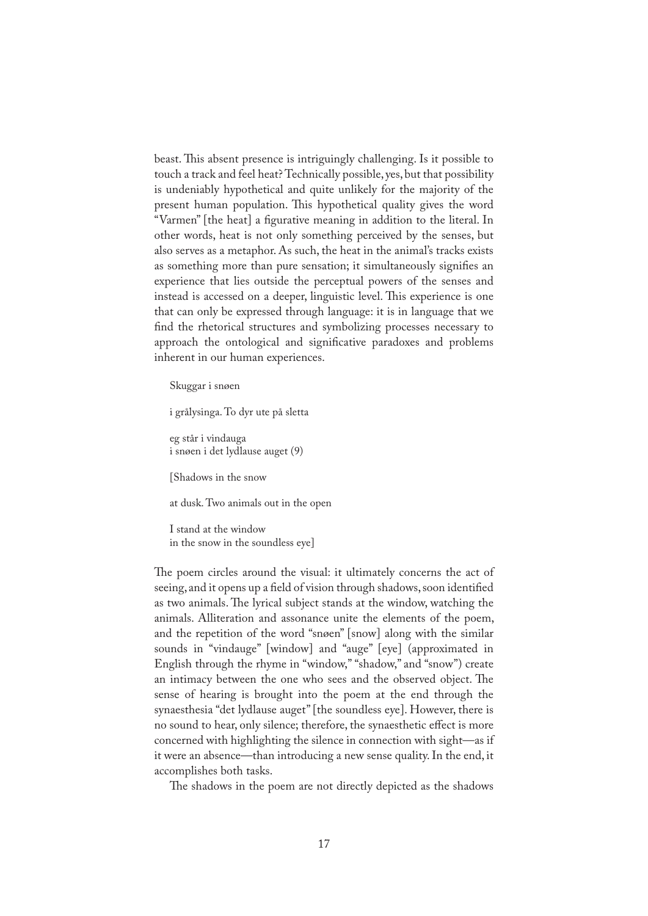beast. This absent presence is intriguingly challenging. Is it possible to touch a track and feel heat? Technically possible, yes, but that possibility is undeniably hypothetical and quite unlikely for the majority of the present human population. This hypothetical quality gives the word "Varmen" [the heat] a figurative meaning in addition to the literal. In other words, heat is not only something perceived by the senses, but also serves as a metaphor. As such, the heat in the animal's tracks exists as something more than pure sensation; it simultaneously signifies an experience that lies outside the perceptual powers of the senses and instead is accessed on a deeper, linguistic level. This experience is one that can only be expressed through language: it is in language that we find the rhetorical structures and symbolizing processes necessary to approach the ontological and significative paradoxes and problems inherent in our human experiences.

> Skuggar i snøen
>
> i grålysinga. To dyr ute på sletta
>
> eg står i vindauga
> i snøen i det lydlause auget (9)
>
> [Shadows in the snow
>
> at dusk. Two animals out in the open
>
> I stand at the window
> in the snow in the soundless eye]

The poem circles around the visual: it ultimately concerns the act of seeing, and it opens up a field of vision through shadows, soon identified as two animals. The lyrical subject stands at the window, watching the animals. Alliteration and assonance unite the elements of the poem, and the repetition of the word "snøen" [snow] along with the similar sounds in "vindauge" [window] and "auge" [eye] (approximated in English through the rhyme in "window," "shadow," and "snow") create an intimacy between the one who sees and the observed object. The sense of hearing is brought into the poem at the end through the synaesthesia "det lydlause auget" [the soundless eye]. However, there is no sound to hear, only silence; therefore, the synaesthetic effect is more concerned with highlighting the silence in connection with sight—as if it were an absence—than introducing a new sense quality. In the end, it accomplishes both tasks.

The shadows in the poem are not directly depicted as the shadows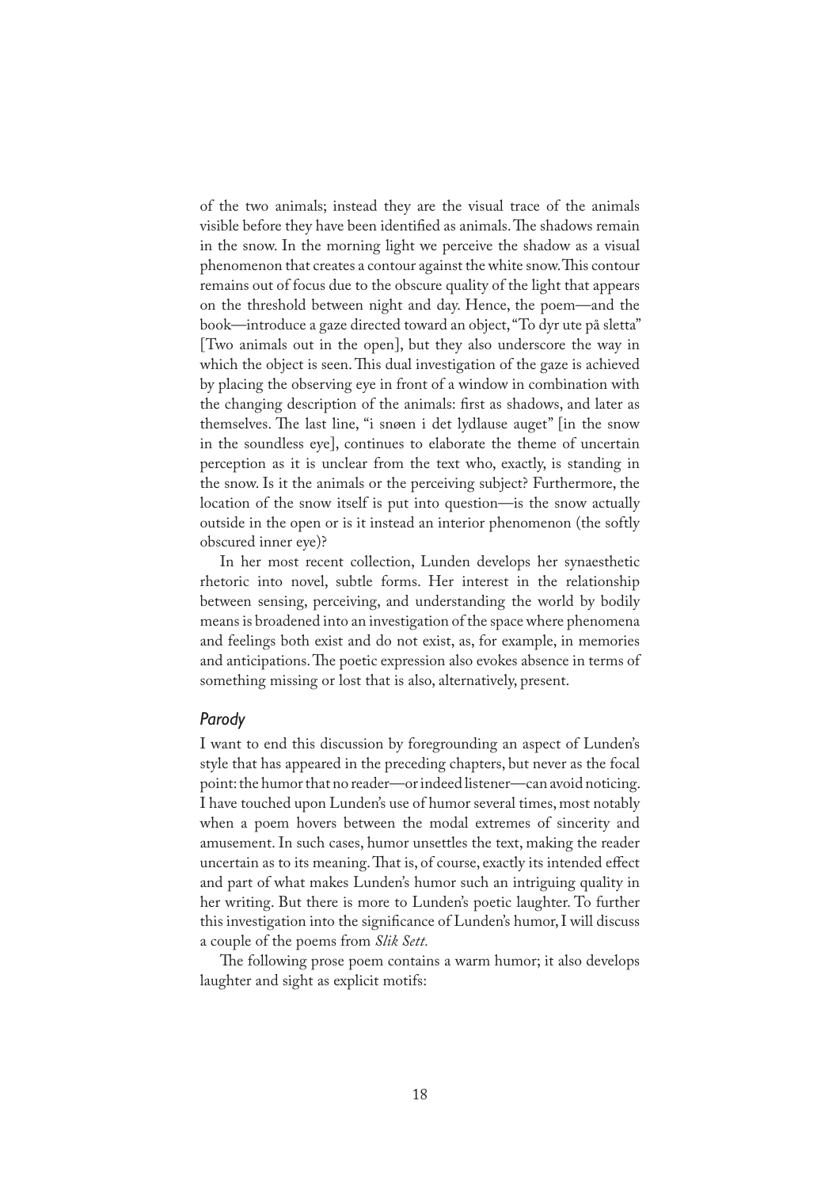of the two animals; instead they are the visual trace of the animals visible before they have been identified as animals. The shadows remain in the snow. In the morning light we perceive the shadow as a visual phenomenon that creates a contour against the white snow. This contour remains out of focus due to the obscure quality of the light that appears on the threshold between night and day. Hence, the poem—and the book—introduce a gaze directed toward an object, "To dyr ute på sletta" [Two animals out in the open], but they also underscore the way in which the object is seen. This dual investigation of the gaze is achieved by placing the observing eye in front of a window in combination with the changing description of the animals: first as shadows, and later as themselves. The last line, "i snøen i det lydlause auget" [in the snow in the soundless eye], continues to elaborate the theme of uncertain perception as it is unclear from the text who, exactly, is standing in the snow. Is it the animals or the perceiving subject? Furthermore, the location of the snow itself is put into question—is the snow actually outside in the open or is it instead an interior phenomenon (the softly obscured inner eye)?

In her most recent collection, Lunden develops her synaesthetic rhetoric into novel, subtle forms. Her interest in the relationship between sensing, perceiving, and understanding the world by bodily means is broadened into an investigation of the space where phenomena and feelings both exist and do not exist, as, for example, in memories and anticipations. The poetic expression also evokes absence in terms of something missing or lost that is also, alternatively, present.

### *Parody*

I want to end this discussion by foregrounding an aspect of Lunden's style that has appeared in the preceding chapters, but never as the focal point: the humor that no reader—or indeed listener—can avoid noticing. I have touched upon Lunden's use of humor several times, most notably when a poem hovers between the modal extremes of sincerity and amusement. In such cases, humor unsettles the text, making the reader uncertain as to its meaning. That is, of course, exactly its intended effect and part of what makes Lunden's humor such an intriguing quality in her writing. But there is more to Lunden's poetic laughter. To further this investigation into the significance of Lunden's humor, I will discuss a couple of the poems from *Slik Sett.*

The following prose poem contains a warm humor; it also develops laughter and sight as explicit motifs: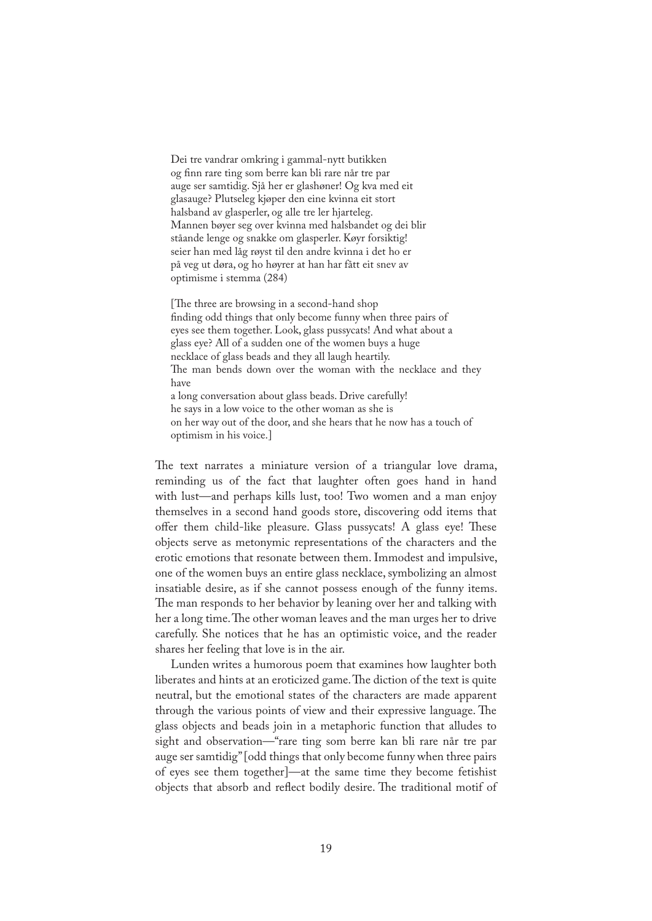Dei tre vandrar omkring i gammal-nytt butikken
og finn rare ting som berre kan bli rare når tre par
auge ser samtidig. Sjå her er glashøner! Og kva med eit
glasauge? Plutseleg kjøper den eine kvinna eit stort
halsband av glasperler, og alle tre ler hjarteleg.
Mannen bøyer seg over kvinna med halsbandet og dei blir
ståande lenge og snakke om glasperler. Køyr forsiktig!
seier han med låg røyst til den andre kvinna i det ho er
på veg ut døra, og ho høyrer at han har fått eit snev av
optimisme i stemma (284)

[The three are browsing in a second-hand shop
finding odd things that only become funny when three pairs of
eyes see them together. Look, glass pussycats! And what about a
glass eye? All of a sudden one of the women buys a huge
necklace of glass beads and they all laugh heartily.
The man bends down over the woman with the necklace and they
have
a long conversation about glass beads. Drive carefully!
he says in a low voice to the other woman as she is
on her way out of the door, and she hears that he now has a touch of
optimism in his voice.]

The text narrates a miniature version of a triangular love drama, reminding us of the fact that laughter often goes hand in hand with lust—and perhaps kills lust, too! Two women and a man enjoy themselves in a second hand goods store, discovering odd items that offer them child-like pleasure. Glass pussycats! A glass eye! These objects serve as metonymic representations of the characters and the erotic emotions that resonate between them. Immodest and impulsive, one of the women buys an entire glass necklace, symbolizing an almost insatiable desire, as if she cannot possess enough of the funny items. The man responds to her behavior by leaning over her and talking with her a long time. The other woman leaves and the man urges her to drive carefully. She notices that he has an optimistic voice, and the reader shares her feeling that love is in the air.

Lunden writes a humorous poem that examines how laughter both liberates and hints at an eroticized game. The diction of the text is quite neutral, but the emotional states of the characters are made apparent through the various points of view and their expressive language. The glass objects and beads join in a metaphoric function that alludes to sight and observation—"rare ting som berre kan bli rare når tre par auge ser samtidig" [odd things that only become funny when three pairs of eyes see them together]—at the same time they become fetishist objects that absorb and reflect bodily desire. The traditional motif of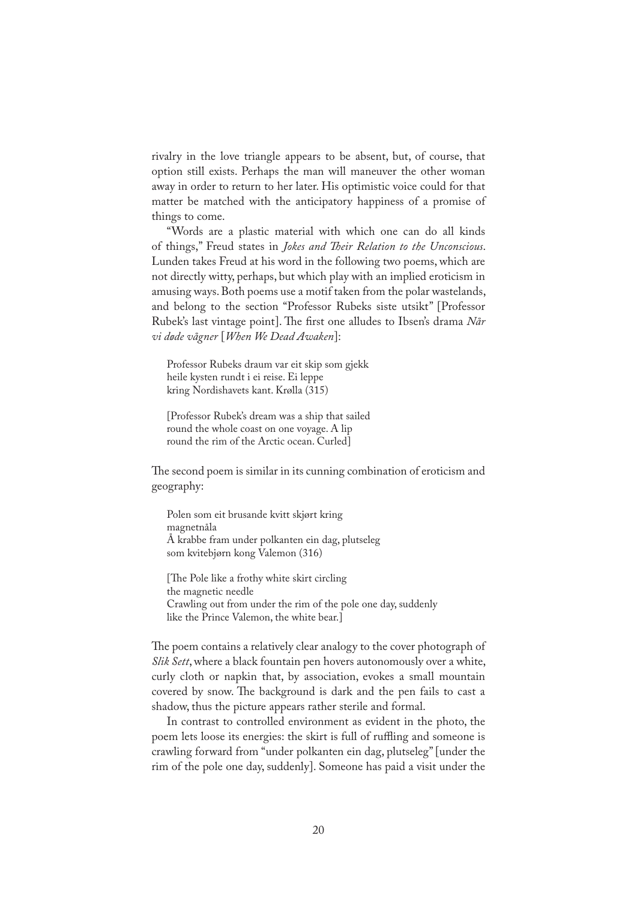rivalry in the love triangle appears to be absent, but, of course, that option still exists. Perhaps the man will maneuver the other woman away in order to return to her later. His optimistic voice could for that matter be matched with the anticipatory happiness of a promise of things to come.

"Words are a plastic material with which one can do all kinds of things," Freud states in *Jokes and Their Relation to the Unconscious*. Lunden takes Freud at his word in the following two poems, which are not directly witty, perhaps, but which play with an implied eroticism in amusing ways. Both poems use a motif taken from the polar wastelands, and belong to the section "Professor Rubeks siste utsikt" [Professor Rubek's last vintage point]. The first one alludes to Ibsen's drama *Når vi døde vågner* [*When We Dead Awaken*]:

> Professor Rubeks draum var eit skip som gjekk
> heile kysten rundt i ei reise. Ei leppe
> kring Nordishavets kant. Krølla (315)
>
> [Professor Rubek's dream was a ship that sailed
> round the whole coast on one voyage. A lip
> round the rim of the Arctic ocean. Curled]

The second poem is similar in its cunning combination of eroticism and geography:

> Polen som eit brusande kvitt skjørt kring
> magnetnåla
> Å krabbe fram under polkanten ein dag, plutseleg
> som kvitebjørn kong Valemon (316)
>
> [The Pole like a frothy white skirt circling
> the magnetic needle
> Crawling out from under the rim of the pole one day, suddenly
> like the Prince Valemon, the white bear.]

The poem contains a relatively clear analogy to the cover photograph of *Slik Sett*, where a black fountain pen hovers autonomously over a white, curly cloth or napkin that, by association, evokes a small mountain covered by snow. The background is dark and the pen fails to cast a shadow, thus the picture appears rather sterile and formal.

In contrast to controlled environment as evident in the photo, the poem lets loose its energies: the skirt is full of ruffling and someone is crawling forward from "under polkanten ein dag, plutseleg" [under the rim of the pole one day, suddenly]. Someone has paid a visit under the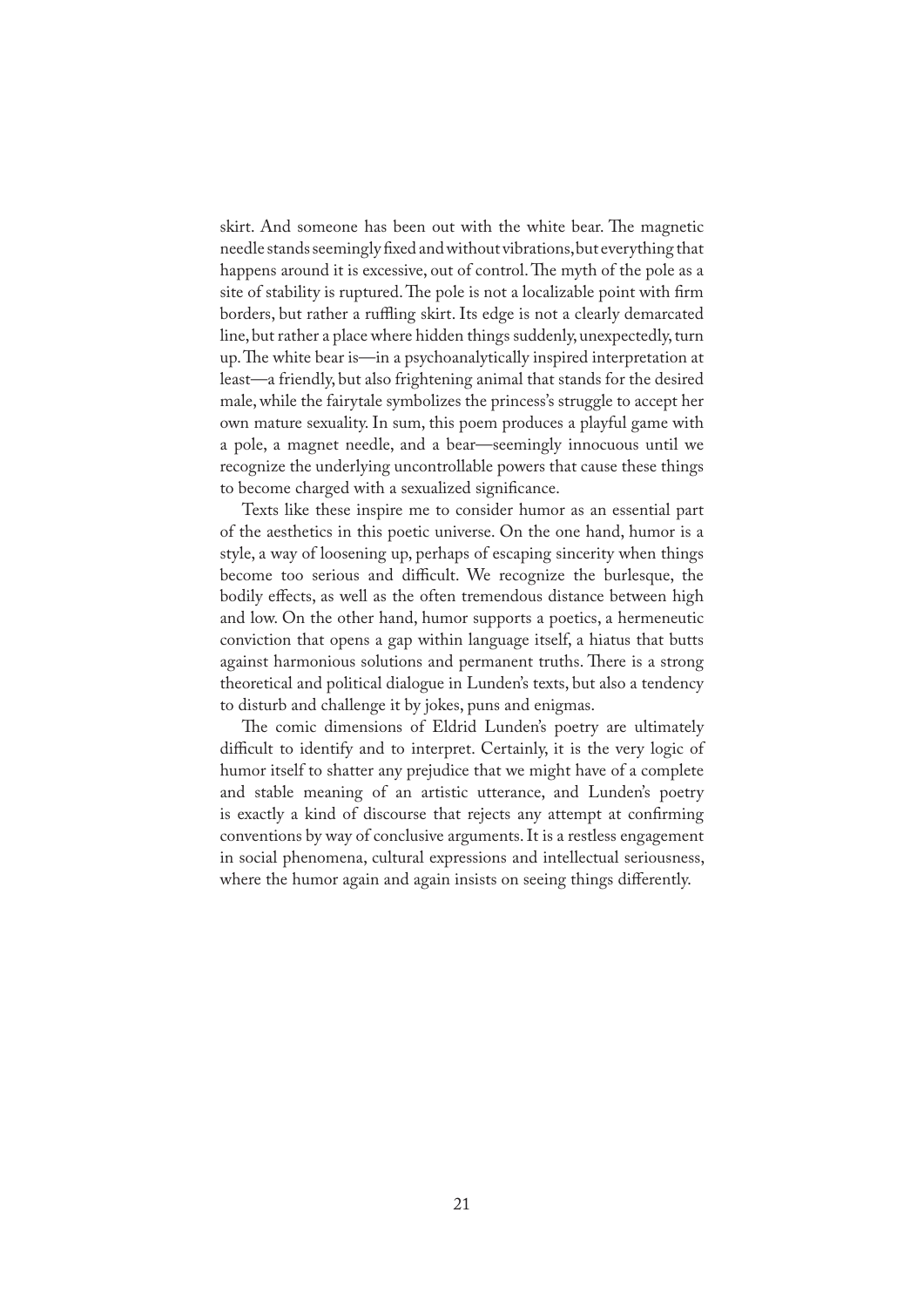skirt. And someone has been out with the white bear. The magnetic needle stands seemingly fixed and without vibrations, but everything that happens around it is excessive, out of control. The myth of the pole as a site of stability is ruptured. The pole is not a localizable point with firm borders, but rather a ruffling skirt. Its edge is not a clearly demarcated line, but rather a place where hidden things suddenly, unexpectedly, turn up. The white bear is—in a psychoanalytically inspired interpretation at least—a friendly, but also frightening animal that stands for the desired male, while the fairytale symbolizes the princess's struggle to accept her own mature sexuality. In sum, this poem produces a playful game with a pole, a magnet needle, and a bear—seemingly innocuous until we recognize the underlying uncontrollable powers that cause these things to become charged with a sexualized significance.

Texts like these inspire me to consider humor as an essential part of the aesthetics in this poetic universe. On the one hand, humor is a style, a way of loosening up, perhaps of escaping sincerity when things become too serious and difficult. We recognize the burlesque, the bodily effects, as well as the often tremendous distance between high and low. On the other hand, humor supports a poetics, a hermeneutic conviction that opens a gap within language itself, a hiatus that butts against harmonious solutions and permanent truths. There is a strong theoretical and political dialogue in Lunden's texts, but also a tendency to disturb and challenge it by jokes, puns and enigmas.

The comic dimensions of Eldrid Lunden's poetry are ultimately difficult to identify and to interpret. Certainly, it is the very logic of humor itself to shatter any prejudice that we might have of a complete and stable meaning of an artistic utterance, and Lunden's poetry is exactly a kind of discourse that rejects any attempt at confirming conventions by way of conclusive arguments. It is a restless engagement in social phenomena, cultural expressions and intellectual seriousness, where the humor again and again insists on seeing things differently.